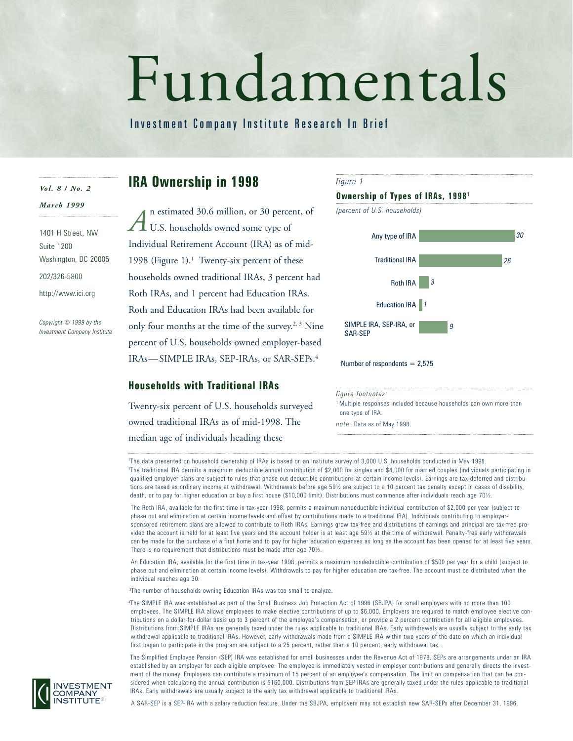# Fundamentals

Investment Company Institute Research In Brief

*Vol. 8 / No. 2*

*March 1999*

1401 H Street, NW
Suite 1200
Washington, DC 20005
202/326-5800
http://www.ici.org

*Copyright © 1999 by the Investment Company Institute*

## IRA Ownership in 1998

An estimated 30.6 million, or 30 percent, of U.S. households owned some type of Individual Retirement Account (IRA) as of mid-1998 (Figure 1).[1] Twenty-six percent of these households owned traditional IRAs, 3 percent had Roth IRAs, and 1 percent had Education IRAs. Roth and Education IRAs had been available for only four months at the time of the survey.[2, 3] Nine percent of U.S. households owned employer-based IRAs—SIMPLE IRAs, SEP-IRAs, or SAR-SEPs.[4]

*figure 1*

**Ownership of Types of IRAs, 1998[1]**

*(percent of U.S. households)*

| Type | Percent |
|---|---|
| Any type of IRA | 30 |
| Traditional IRA | 26 |
| Roth IRA | 3 |
| Education IRA | 1 |
| SIMPLE IRA, SEP-IRA, or SAR-SEP | 9 |

Number of respondents = 2,575

*figure footnotes:*

[1] Multiple responses included because households can own more than one type of IRA.

*note:* Data as of May 1998.

### Households with Traditional IRAs

Twenty-six percent of U.S. households surveyed owned traditional IRAs as of mid-1998. The median age of individuals heading these

---

[1] The data presented on household ownership of IRAs is based on an Institute survey of 3,000 U.S. households conducted in May 1998.

[2] The traditional IRA permits a maximum deductible annual contribution of $2,000 for singles and $4,000 for married couples (individuals participating in qualified employer plans are subject to rules that phase out deductible contributions at certain income levels). Earnings are tax-deferred and distributions are taxed as ordinary income at withdrawal. Withdrawals before age 59½ are subject to a 10 percent tax penalty except in cases of disability, death, or to pay for higher education or buy a first house ($10,000 limit). Distributions must commence after individuals reach age 70½.

The Roth IRA, available for the first time in tax-year 1998, permits a maximum nondeductible individual contribution of $2,000 per year (subject to phase out and elimination at certain income levels and offset by contributions made to a traditional IRA). Individuals contributing to employer-sponsored retirement plans are allowed to contribute to Roth IRAs. Earnings grow tax-free and distributions of earnings and principal are tax-free provided the account is held for at least five years and the account holder is at least age 59½ at the time of withdrawal. Penalty-free early withdrawals can be made for the purchase of a first home and to pay for higher education expenses as long as the account has been opened for at least five years. There is no requirement that distributions must be made after age 70½.

An Education IRA, available for the first time in tax-year 1998, permits a maximum nondeductible contribution of $500 per year for a child (subject to phase out and elimination at certain income levels). Withdrawals to pay for higher education are tax-free. The account must be distributed when the individual reaches age 30.

[3] The number of households owning Education IRAs was too small to analyze.

[4] The SIMPLE IRA was established as part of the Small Business Job Protection Act of 1996 (SBJPA) for small employers with no more than 100 employees. The SIMPLE IRA allows employees to make elective contributions of up to $6,000. Employers are required to match employee elective contributions on a dollar-for-dollar basis up to 3 percent of the employee's compensation, or provide a 2 percent contribution for all eligible employees. Distributions from SIMPLE IRAs are generally taxed under the rules applicable to traditional IRAs. Early withdrawals are usually subject to the early tax withdrawal applicable to traditional IRAs. However, early withdrawals made from a SIMPLE IRA within two years of the date on which an individual first began to participate in the program are subject to a 25 percent, rather than a 10 percent, early withdrawal tax.

The Simplified Employee Pension (SEP) IRA was established for small businesses under the Revenue Act of 1978. SEPs are arrangements under an IRA established by an employer for each eligible employee. The employee is immediately vested in employer contributions and generally directs the investment of the money. Employers can contribute a maximum of 15 percent of an employee's compensation. The limit on compensation that can be considered when calculating the annual contribution is $160,000. Distributions from SEP-IRAs are generally taxed under the rules applicable to traditional IRAs. Early withdrawals are usually subject to the early tax withdrawal applicable to traditional IRAs.

A SAR-SEP is a SEP-IRA with a salary reduction feature. Under the SBJPA, employers may not establish new SAR-SEPs after December 31, 1996.

INVESTMENT COMPANY INSTITUTE®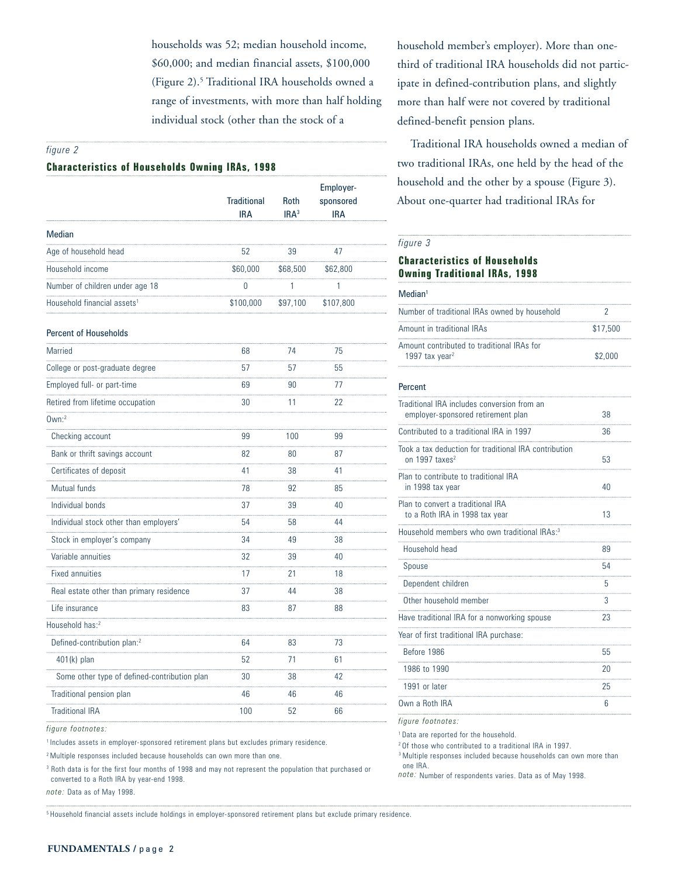households was 52; median household income, $60,000; and median financial assets, $100,000 (Figure 2).[5] Traditional IRA households owned a range of investments, with more than half holding individual stock (other than the stock of a household member's employer). More than one-third of traditional IRA households did not participate in defined-contribution plans, and slightly more than half were not covered by traditional defined-benefit pension plans.

*figure 2*

**Characteristics of Households Owning IRAs, 1998**

| | Traditional IRA | Roth IRA[3] | Employer-sponsored IRA |
|---|---|---|---|
| **Median** | | | |
| Age of household head | 52 | 39 | 47 |
| Household income | $60,000 | $68,500 | $62,800 |
| Number of children under age 18 | 0 | 1 | 1 |
| Household financial assets[1] | $100,000 | $97,100 | $107,800 |
| **Percent of Households** | | | |
| Married | 68 | 74 | 75 |
| College or post-graduate degree | 57 | 57 | 55 |
| Employed full- or part-time | 69 | 90 | 77 |
| Retired from lifetime occupation | 30 | 11 | 22 |
| Own:[2] | | | |
| Checking account | 99 | 100 | 99 |
| Bank or thrift savings account | 82 | 80 | 87 |
| Certificates of deposit | 41 | 38 | 41 |
| Mutual funds | 78 | 92 | 85 |
| Individual bonds | 37 | 39 | 40 |
| Individual stock other than employers' | 54 | 58 | 44 |
| Stock in employer's company | 34 | 49 | 38 |
| Variable annuities | 32 | 39 | 40 |
| Fixed annuities | 17 | 21 | 18 |
| Real estate other than primary residence | 37 | 44 | 38 |
| Life insurance | 83 | 87 | 88 |
| Household has:[2] | | | |
| Defined-contribution plan:[2] | 64 | 83 | 73 |
| 401(k) plan | 52 | 71 | 61 |
| Some other type of defined-contribution plan | 30 | 38 | 42 |
| Traditional pension plan | 46 | 46 | 46 |
| Traditional IRA | 100 | 52 | 66 |

*figure footnotes:*

[1] Includes assets in employer-sponsored retirement plans but excludes primary residence.

[2] Multiple responses included because households can own more than one.

[3] Roth data is for the first four months of 1998 and may not represent the population that purchased or converted to a Roth IRA by year-end 1998.

*note:* Data as of May 1998.

Traditional IRA households owned a median of two traditional IRAs, one held by the head of the household and the other by a spouse (Figure 3). About one-quarter had traditional IRAs for

*figure 3*

**Characteristics of Households Owning Traditional IRAs, 1998**

| | |
|---|---|
| **Median**[1] | |
| Number of traditional IRAs owned by household | 2 |
| Amount in traditional IRAs | $17,500 |
| Amount contributed to traditional IRAs for 1997 tax year[2] | $2,000 |
| **Percent** | |
| Traditional IRA includes conversion from an employer-sponsored retirement plan | 38 |
| Contributed to a traditional IRA in 1997 | 36 |
| Took a tax deduction for traditional IRA contribution on 1997 taxes[2] | 53 |
| Plan to contribute to traditional IRA in 1998 tax year | 40 |
| Plan to convert a traditional IRA to a Roth IRA in 1998 tax year | 13 |
| Household members who own traditional IRAs:[3] | |
| Household head | 89 |
| Spouse | 54 |
| Dependent children | 5 |
| Other household member | 3 |
| Have traditional IRA for a nonworking spouse | 23 |
| Year of first traditional IRA purchase: | |
| Before 1986 | 55 |
| 1986 to 1990 | 20 |
| 1991 or later | 25 |
| Own a Roth IRA | 6 |

*figure footnotes:*

[1] Data are reported for the household.

[2] Of those who contributed to a traditional IRA in 1997.

[3] Multiple responses included because households can own more than one IRA.

*note:* Number of respondents varies. Data as of May 1998.

[5] Household financial assets include holdings in employer-sponsored retirement plans but exclude primary residence.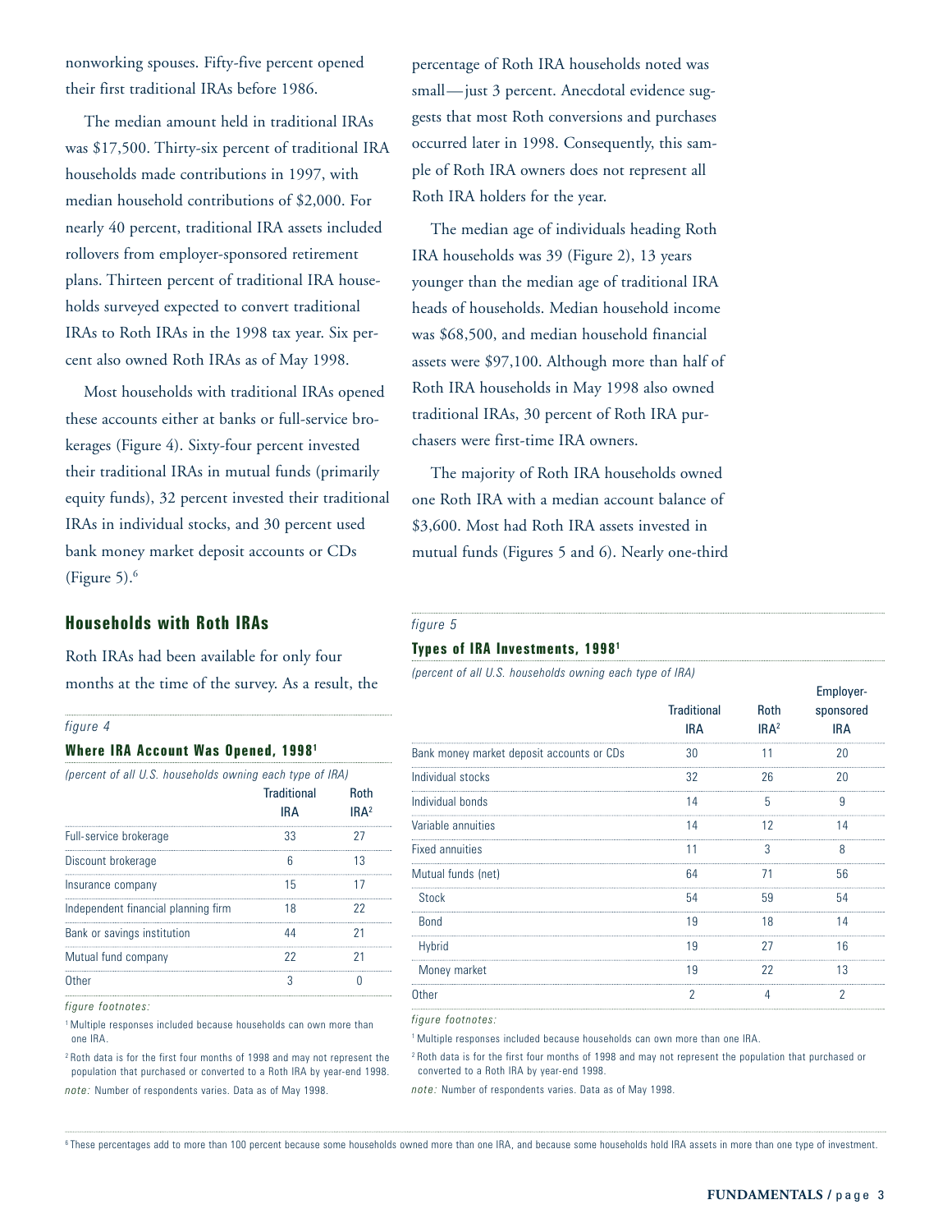nonworking spouses. Fifty-five percent opened their first traditional IRAs before 1986.

The median amount held in traditional IRAs was $17,500. Thirty-six percent of traditional IRA households made contributions in 1997, with median household contributions of $2,000. For nearly 40 percent, traditional IRA assets included rollovers from employer-sponsored retirement plans. Thirteen percent of traditional IRA households surveyed expected to convert traditional IRAs to Roth IRAs in the 1998 tax year. Six percent also owned Roth IRAs as of May 1998.

Most households with traditional IRAs opened these accounts either at banks or full-service brokerages (Figure 4). Sixty-four percent invested their traditional IRAs in mutual funds (primarily equity funds), 32 percent invested their traditional IRAs in individual stocks, and 30 percent used bank money market deposit accounts or CDs (Figure 5).[6]

## Households with Roth IRAs

Roth IRAs had been available for only four months at the time of the survey. As a result, the percentage of Roth IRA households noted was small—just 3 percent. Anecdotal evidence suggests that most Roth conversions and purchases occurred later in 1998. Consequently, this sample of Roth IRA owners does not represent all Roth IRA holders for the year.

The median age of individuals heading Roth IRA households was 39 (Figure 2), 13 years younger than the median age of traditional IRA heads of households. Median household income was $68,500, and median household financial assets were $97,100. Although more than half of Roth IRA households in May 1998 also owned traditional IRAs, 30 percent of Roth IRA purchasers were first-time IRA owners.

The majority of Roth IRA households owned one Roth IRA with a median account balance of $3,600. Most had Roth IRA assets invested in mutual funds (Figures 5 and 6). Nearly one-third

*figure 4*

### Where IRA Account Was Opened, 1998[1]

*(percent of all U.S. households owning each type of IRA)*

| | Traditional IRA | Roth IRA[2] |
|---|---|---|
| Full-service brokerage | 33 | 27 |
| Discount brokerage | 6 | 13 |
| Insurance company | 15 | 17 |
| Independent financial planning firm | 18 | 22 |
| Bank or savings institution | 44 | 21 |
| Mutual fund company | 22 | 21 |
| Other | 3 | 0 |

*figure footnotes:*

[1] Multiple responses included because households can own more than one IRA.

[2] Roth data is for the first four months of 1998 and may not represent the population that purchased or converted to a Roth IRA by year-end 1998.

*note:* Number of respondents varies. Data as of May 1998.

*figure 5*

### Types of IRA Investments, 1998[1]

*(percent of all U.S. households owning each type of IRA)*

| | Traditional IRA | Roth IRA[2] | Employer-sponsored IRA |
|---|---|---|---|
| Bank money market deposit accounts or CDs | 30 | 11 | 20 |
| Individual stocks | 32 | 26 | 20 |
| Individual bonds | 14 | 5 | 9 |
| Variable annuities | 14 | 12 | 14 |
| Fixed annuities | 11 | 3 | 8 |
| Mutual funds (net) | 64 | 71 | 56 |
| Stock | 54 | 59 | 54 |
| Bond | 19 | 18 | 14 |
| Hybrid | 19 | 27 | 16 |
| Money market | 19 | 22 | 13 |
| Other | 2 | 4 | 2 |

*figure footnotes:*

[1] Multiple responses included because households can own more than one IRA.

[2] Roth data is for the first four months of 1998 and may not represent the population that purchased or converted to a Roth IRA by year-end 1998.

*note:* Number of respondents varies. Data as of May 1998.

[6] These percentages add to more than 100 percent because some households owned more than one IRA, and because some households hold IRA assets in more than one type of investment.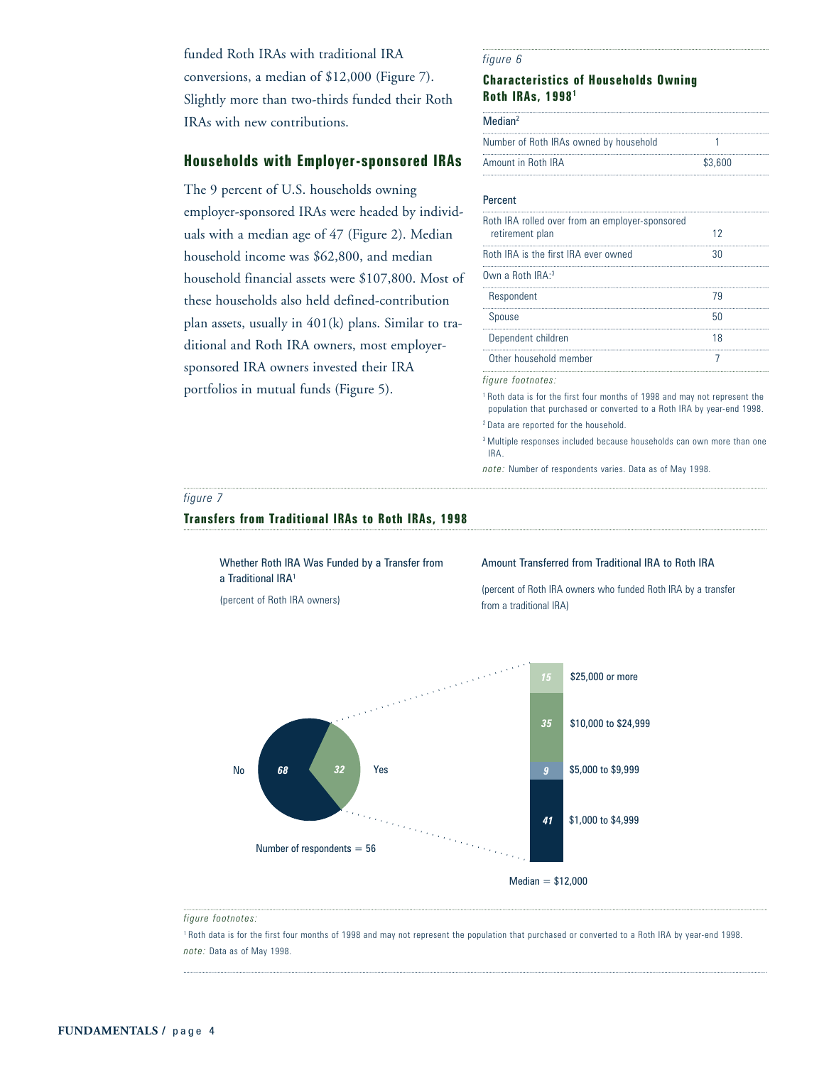funded Roth IRAs with traditional IRA conversions, a median of $12,000 (Figure 7). Slightly more than two-thirds funded their Roth IRAs with new contributions.

## Households with Employer-sponsored IRAs

The 9 percent of U.S. households owning employer-sponsored IRAs were headed by individuals with a median age of 47 (Figure 2). Median household income was $62,800, and median household financial assets were $107,800. Most of these households also held defined-contribution plan assets, usually in 401(k) plans. Similar to traditional and Roth IRA owners, most employer-sponsored IRA owners invested their IRA portfolios in mutual funds (Figure 5).

*figure 6*

### Characteristics of Households Owning Roth IRAs, 1998[1]

| | |
|---|---|
| **Median[2]** | |
| Number of Roth IRAs owned by household | 1 |
| Amount in Roth IRA | $3,600 |
| **Percent** | |
| Roth IRA rolled over from an employer-sponsored retirement plan | 12 |
| Roth IRA is the first IRA ever owned | 30 |
| Own a Roth IRA:[3] | |
| Respondent | 79 |
| Spouse | 50 |
| Dependent children | 18 |
| Other household member | 7 |

*figure footnotes:*

[1] Roth data is for the first four months of 1998 and may not represent the population that purchased or converted to a Roth IRA by year-end 1998.

[2] Data are reported for the household.

[3] Multiple responses included because households can own more than one IRA.

*note:* Number of respondents varies. Data as of May 1998.

*figure 7*

### Transfers from Traditional IRAs to Roth IRAs, 1998

Whether Roth IRA Was Funded by a Transfer from a Traditional IRA[1]

(percent of Roth IRA owners)

No 68

Yes 32

Number of respondents = 56

Amount Transferred from Traditional IRA to Roth IRA

(percent of Roth IRA owners who funded Roth IRA by a transfer from a traditional IRA)

15 $25,000 or more

35 $10,000 to $24,999

9 $5,000 to $9,999

41 $1,000 to $4,999

Median = $12,000

*figure footnotes:*

[1] Roth data is for the first four months of 1998 and may not represent the population that purchased or converted to a Roth IRA by year-end 1998.

*note:* Data as of May 1998.